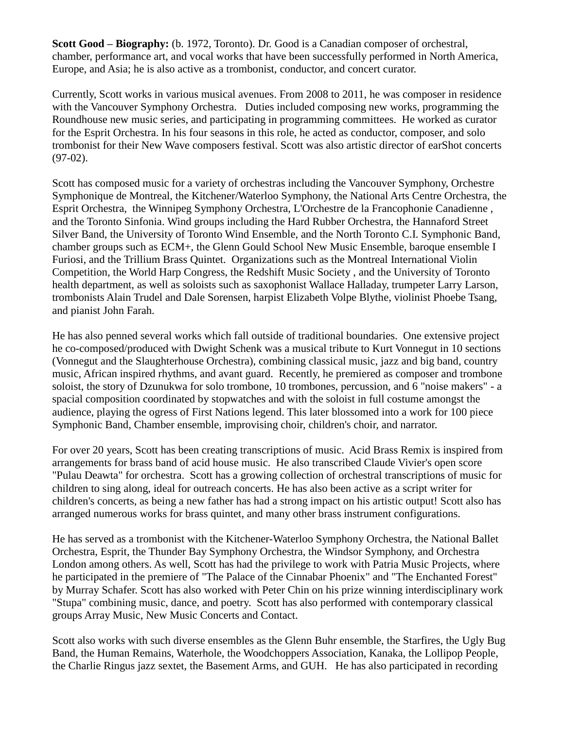**Scott Good – Biography:** (b. 1972, Toronto). Dr. Good is a Canadian composer of orchestral, chamber, performance art, and vocal works that have been successfully performed in North America, Europe, and Asia; he is also active as a trombonist, conductor, and concert curator.

Currently, Scott works in various musical avenues. From 2008 to 2011, he was composer in residence with the Vancouver Symphony Orchestra. Duties included composing new works, programming the Roundhouse new music series, and participating in programming committees. He worked as curator for the Esprit Orchestra. In his four seasons in this role, he acted as conductor, composer, and solo trombonist for their New Wave composers festival. Scott was also artistic director of earShot concerts (97-02).

Scott has composed music for a variety of orchestras including the Vancouver Symphony, Orchestre Symphonique de Montreal, the Kitchener/Waterloo Symphony, the National Arts Centre Orchestra, the Esprit Orchestra, the Winnipeg Symphony Orchestra, L'Orchestre de la Francophonie Canadienne , and the Toronto Sinfonia. Wind groups including the Hard Rubber Orchestra, the Hannaford Street Silver Band, the University of Toronto Wind Ensemble, and the North Toronto C.I. Symphonic Band, chamber groups such as ECM+, the Glenn Gould School New Music Ensemble, baroque ensemble I Furiosi, and the Trillium Brass Quintet. Organizations such as the Montreal International Violin Competition, the World Harp Congress, the Redshift Music Society , and the University of Toronto health department, as well as soloists such as saxophonist Wallace Halladay, trumpeter Larry Larson, trombonists Alain Trudel and Dale Sorensen, harpist Elizabeth Volpe Blythe, violinist Phoebe Tsang, and pianist John Farah.

He has also penned several works which fall outside of traditional boundaries. One extensive project he co-composed/produced with Dwight Schenk was a musical tribute to Kurt Vonnegut in 10 sections (Vonnegut and the Slaughterhouse Orchestra), combining classical music, jazz and big band, country music, African inspired rhythms, and avant guard. Recently, he premiered as composer and trombone soloist, the story of Dzunukwa for solo trombone, 10 trombones, percussion, and 6 "noise makers" - a spacial composition coordinated by stopwatches and with the soloist in full costume amongst the audience, playing the ogress of First Nations legend. This later blossomed into a work for 100 piece Symphonic Band, Chamber ensemble, improvising choir, children's choir, and narrator.

For over 20 years, Scott has been creating transcriptions of music. Acid Brass Remix is inspired from arrangements for brass band of acid house music. He also transcribed Claude Vivier's open score "Pulau Deawta" for orchestra. Scott has a growing collection of orchestral transcriptions of music for children to sing along, ideal for outreach concerts. He has also been active as a script writer for children's concerts, as being a new father has had a strong impact on his artistic output! Scott also has arranged numerous works for brass quintet, and many other brass instrument configurations.

He has served as a trombonist with the Kitchener-Waterloo Symphony Orchestra, the National Ballet Orchestra, Esprit, the Thunder Bay Symphony Orchestra, the Windsor Symphony, and Orchestra London among others. As well, Scott has had the privilege to work with Patria Music Projects, where he participated in the premiere of "The Palace of the Cinnabar Phoenix" and "The Enchanted Forest" by Murray Schafer. Scott has also worked with Peter Chin on his prize winning interdisciplinary work "Stupa" combining music, dance, and poetry. Scott has also performed with contemporary classical groups Array Music, New Music Concerts and Contact.

Scott also works with such diverse ensembles as the Glenn Buhr ensemble, the Starfires, the Ugly Bug Band, the Human Remains, Waterhole, the Woodchoppers Association, Kanaka, the Lollipop People, the Charlie Ringus jazz sextet, the Basement Arms, and GUH. He has also participated in recording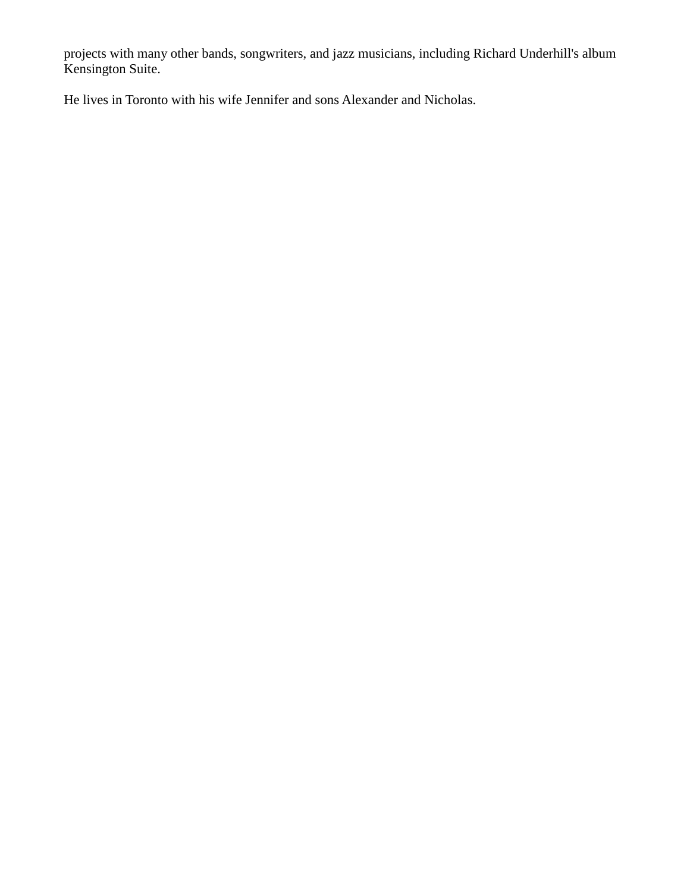projects with many other bands, songwriters, and jazz musicians, including Richard Underhill's album Kensington Suite.

He lives in Toronto with his wife Jennifer and sons Alexander and Nicholas.